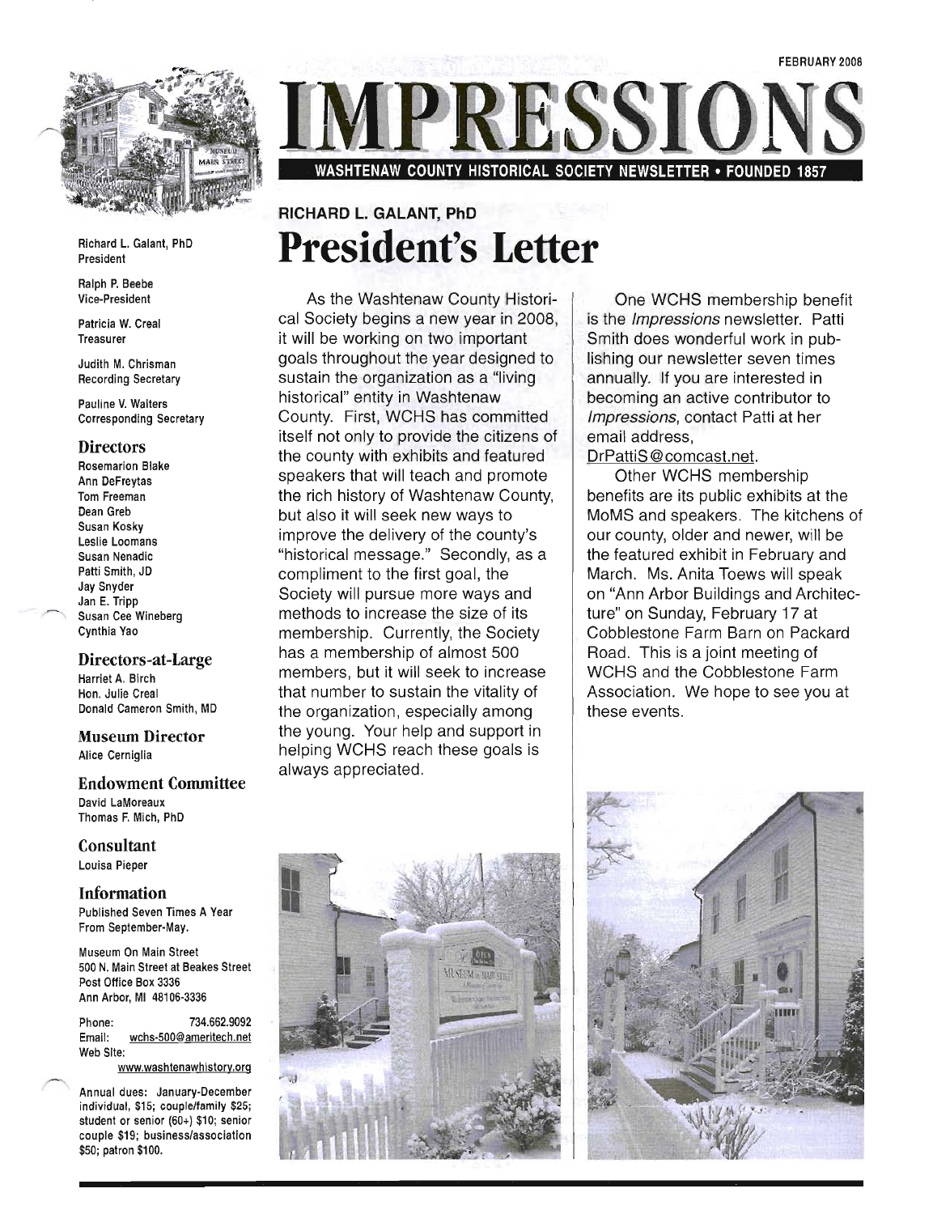FEBRUARY 2008

# IMPRESSIONS

**WASHTENAW COUNTY HISTORICAL SOCIETY NEWSLETTER • FOUNDED 1857**

Richard L. Galant, PhD
President

Ralph P. Beebe
Vice-President

Patricia W. Creal
Treasurer

Judith M. Chrisman
Recording Secretary

Pauline V. Walters
Corresponding Secretary

### Directors

Rosemarion Blake
Ann DeFreytas
Tom Freeman
Dean Greb
Susan Kosky
Leslie Loomans
Susan Nenadic
Patti Smith, JD
Jay Snyder
Jan E. Tripp
Susan Cee Wineberg
Cynthia Yao

### Directors-at-Large

Harriet A. Birch
Hon. Julie Creal
Donald Cameron Smith, MD

### Museum Director

Alice Cerniglia

### Endowment Committee

David LaMoreaux
Thomas F. Mich, PhD

### Consultant

Louisa Pieper

### Information

Published Seven Times A Year From September-May.

Museum On Main Street
500 N. Main Street at Beakes Street
Post Office Box 3336
Ann Arbor, MI 48106-3336

Phone: 734.662.9092
Email: wchs-500@ameritech.net
Web Site: www.washtenawhistory.org

Annual dues: January-December individual, $15; couple/family $25; student or senior (60+) $10; senior couple $19; business/association $50; patron $100.

RICHARD L. GALANT, PhD

## President's Letter

As the Washtenaw County Historical Society begins a new year in 2008, it will be working on two important goals throughout the year designed to sustain the organization as a "living historical" entity in Washtenaw County. First, WCHS has committed itself not only to provide the citizens of the county with exhibits and featured speakers that will teach and promote the rich history of Washtenaw County, but also it will seek new ways to improve the delivery of the county's "historical message." Secondly, as a compliment to the first goal, the Society will pursue more ways and methods to increase the size of its membership. Currently, the Society has a membership of almost 500 members, but it will seek to increase that number to sustain the vitality of the organization, especially among the young. Your help and support in helping WCHS reach these goals is always appreciated.

One WCHS membership benefit is the *Impressions* newsletter. Patti Smith does wonderful work in publishing our newsletter seven times annually. If you are interested in becoming an active contributor to *Impressions*, contact Patti at her email address, DrPattiS@comcast.net.

Other WCHS membership benefits are its public exhibits at the MoMS and speakers. The kitchens of our county, older and newer, will be the featured exhibit in February and March. Ms. Anita Toews will speak on "Ann Arbor Buildings and Architecture" on Sunday, February 17 at Cobblestone Farm Barn on Packard Road. This is a joint meeting of WCHS and the Cobblestone Farm Association. We hope to see you at these events.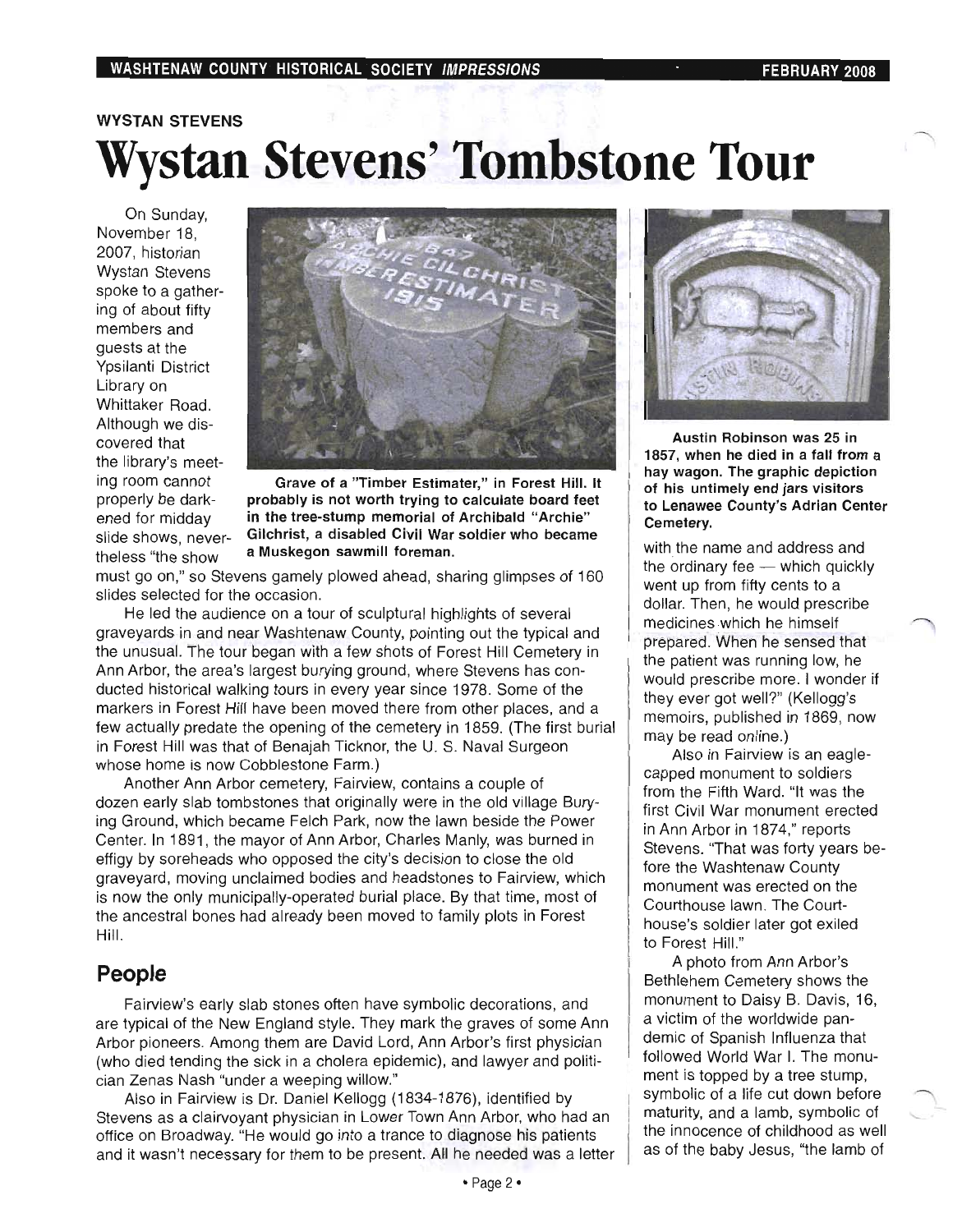**WYSTAN STEVENS**

# Wystan Stevens' Tombstone Tour

On Sunday, November 18, 2007, historian Wystan Stevens spoke to a gathering of about fifty members and guests at the Ypsilanti District Library on Whittaker Road. Although we discovered that the library's meeting room cannot properly be darkened for midday slide shows, nevertheless "the show must go on," so Stevens gamely plowed ahead, sharing glimpses of 160 slides selected for the occasion.

Grave of a "Timber Estimater," in Forest Hill. It probably is not worth trying to calculate board feet in the tree-stump memorial of Archibald "Archie" Gilchrist, a disabled Civil War soldier who became a Muskegon sawmill foreman.

He led the audience on a tour of sculptural highlights of several graveyards in and near Washtenaw County, pointing out the typical and the unusual. The tour began with a few shots of Forest Hill Cemetery in Ann Arbor, the area's largest burying ground, where Stevens has conducted historical walking tours in every year since 1978. Some of the markers in Forest Hill have been moved there from other places, and a few actually predate the opening of the cemetery in 1859. (The first burial in Forest Hill was that of Benajah Ticknor, the U. S. Naval Surgeon whose home is now Cobblestone Farm.)

Another Ann Arbor cemetery, Fairview, contains a couple of dozen early slab tombstones that originally were in the old village Burying Ground, which became Felch Park, now the lawn beside the Power Center. In 1891, the mayor of Ann Arbor, Charles Manly, was burned in effigy by soreheads who opposed the city's decision to close the old graveyard, moving unclaimed bodies and headstones to Fairview, which is now the only municipally-operated burial place. By that time, most of the ancestral bones had already been moved to family plots in Forest Hill.

## People

Fairview's early slab stones often have symbolic decorations, and are typical of the New England style. They mark the graves of some Ann Arbor pioneers. Among them are David Lord, Ann Arbor's first physician (who died tending the sick in a cholera epidemic), and lawyer and politician Zenas Nash "under a weeping willow."

Also in Fairview is Dr. Daniel Kellogg (1834-1876), identified by Stevens as a clairvoyant physician in Lower Town Ann Arbor, who had an office on Broadway. "He would go into a trance to diagnose his patients and it wasn't necessary for them to be present. All he needed was a letter with the name and address and the ordinary fee — which quickly went up from fifty cents to a dollar. Then, he would prescribe medicines which he himself prepared. When he sensed that the patient was running low, he would prescribe more. I wonder if they ever got well?" (Kellogg's memoirs, published in 1869, now may be read online.)

Austin Robinson was 25 in 1857, when he died in a fall from a hay wagon. The graphic depiction of his untimely end jars visitors to Lenawee County's Adrian Center Cemetery.

Also in Fairview is an eagle-capped monument to soldiers from the Fifth Ward. "It was the first Civil War monument erected in Ann Arbor in 1874," reports Stevens. "That was forty years before the Washtenaw County monument was erected on the Courthouse lawn. The Courthouse's soldier later got exiled to Forest Hill."

A photo from Ann Arbor's Bethlehem Cemetery shows the monument to Daisy B. Davis, 16, a victim of the worldwide pandemic of Spanish Influenza that followed World War I. The monument is topped by a tree stump, symbolic of a life cut down before maturity, and a lamb, symbolic of the innocence of childhood as well as of the baby Jesus, "the lamb of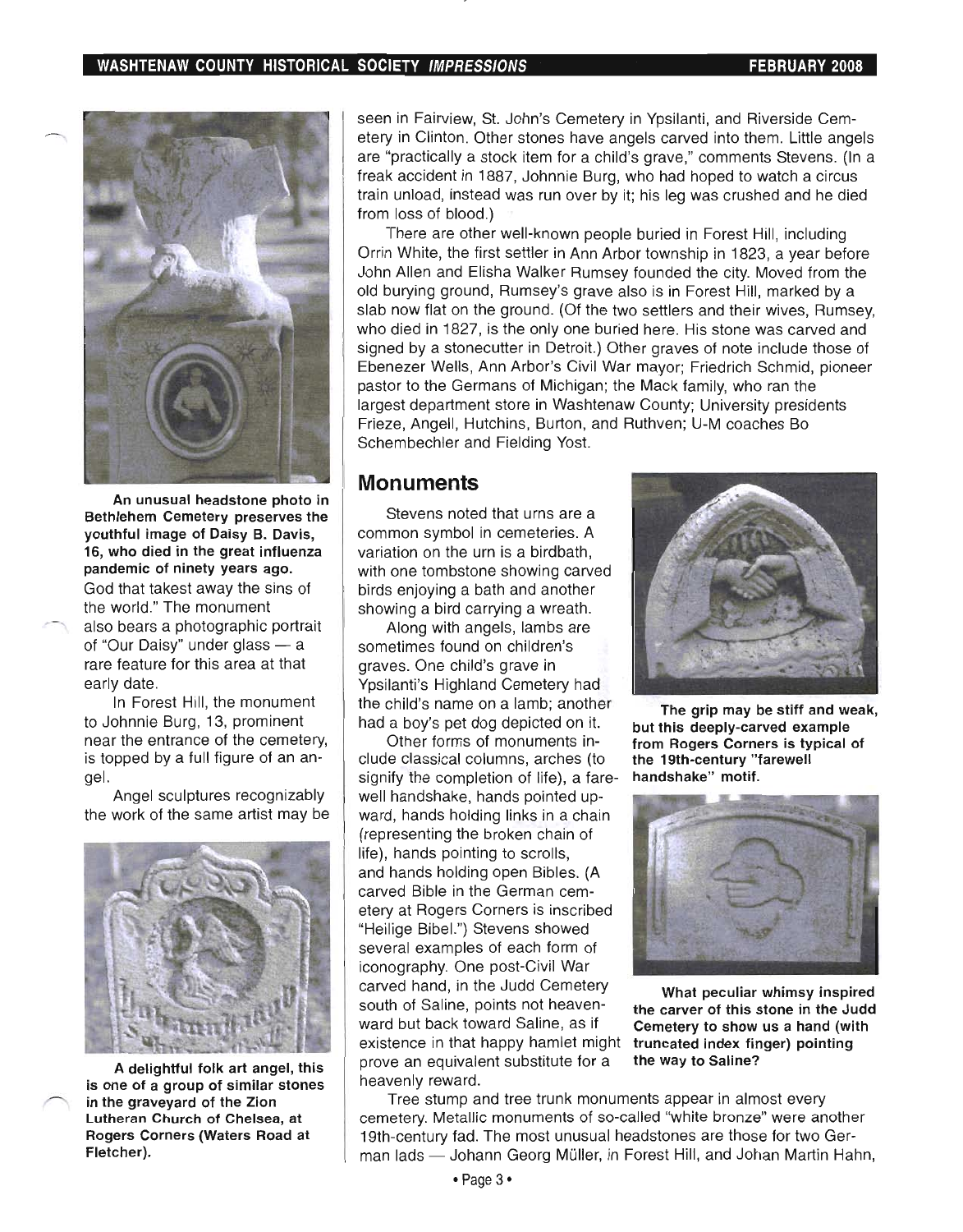An unusual headstone photo in Bethlehem Cemetery preserves the youthful image of Daisy B. Davis, 16, who died in the great influenza pandemic of ninety years ago.

God that takest away the sins of the world." The monument also bears a photographic portrait of "Our Daisy" under glass — a rare feature for this area at that early date.

In Forest Hill, the monument to Johnnie Burg, 13, prominent near the entrance of the cemetery, is topped by a full figure of an angel.

Angel sculptures recognizably the work of the same artist may be seen in Fairview, St. John's Cemetery in Ypsilanti, and Riverside Cemetery in Clinton. Other stones have angels carved into them. Little angels are "practically a stock item for a child's grave," comments Stevens. (In a freak accident in 1887, Johnnie Burg, who had hoped to watch a circus train unload, instead was run over by it; his leg was crushed and he died from loss of blood.)

A delightful folk art angel, this is one of a group of similar stones in the graveyard of the Zion Lutheran Church of Chelsea, at Rogers Corners (Waters Road at Fletcher).

There are other well-known people buried in Forest Hill, including Orrin White, the first settler in Ann Arbor township in 1823, a year before John Allen and Elisha Walker Rumsey founded the city. Moved from the old burying ground, Rumsey's grave also is in Forest Hill, marked by a slab now flat on the ground. (Of the two settlers and their wives, Rumsey, who died in 1827, is the only one buried here. His stone was carved and signed by a stonecutter in Detroit.) Other graves of note include those of Ebenezer Wells, Ann Arbor's Civil War mayor; Friedrich Schmid, pioneer pastor to the Germans of Michigan; the Mack family, who ran the largest department store in Washtenaw County; University presidents Frieze, Angell, Hutchins, Burton, and Ruthven; U-M coaches Bo Schembechler and Fielding Yost.

## Monuments

Stevens noted that urns are a common symbol in cemeteries. A variation on the urn is a birdbath, with one tombstone showing carved birds enjoying a bath and another showing a bird carrying a wreath.

Along with angels, lambs are sometimes found on children's graves. One child's grave in Ypsilanti's Highland Cemetery had the child's name on a lamb; another had a boy's pet dog depicted on it.

Other forms of monuments include classical columns, arches (to signify the completion of life), a farewell handshake, hands pointed upward, hands holding links in a chain (representing the broken chain of life), hands pointing to scrolls, and hands holding open Bibles. (A carved Bible in the German cemetery at Rogers Corners is inscribed "Heilige Bibel.") Stevens showed several examples of each form of iconography. One post-Civil War carved hand, in the Judd Cemetery south of Saline, points not heavenward but back toward Saline, as if existence in that happy hamlet might prove an equivalent substitute for a heavenly reward.

The grip may be stiff and weak, but this deeply-carved example from Rogers Corners is typical of the 19th-century "farewell handshake" motif.

What peculiar whimsy inspired the carver of this stone in the Judd Cemetery to show us a hand (with truncated index finger) pointing the way to Saline?

Tree stump and tree trunk monuments appear in almost every cemetery. Metallic monuments of so-called "white bronze" were another 19th-century fad. The most unusual headstones are those for two German lads — Johann Georg Müller, in Forest Hill, and Johan Martin Hahn,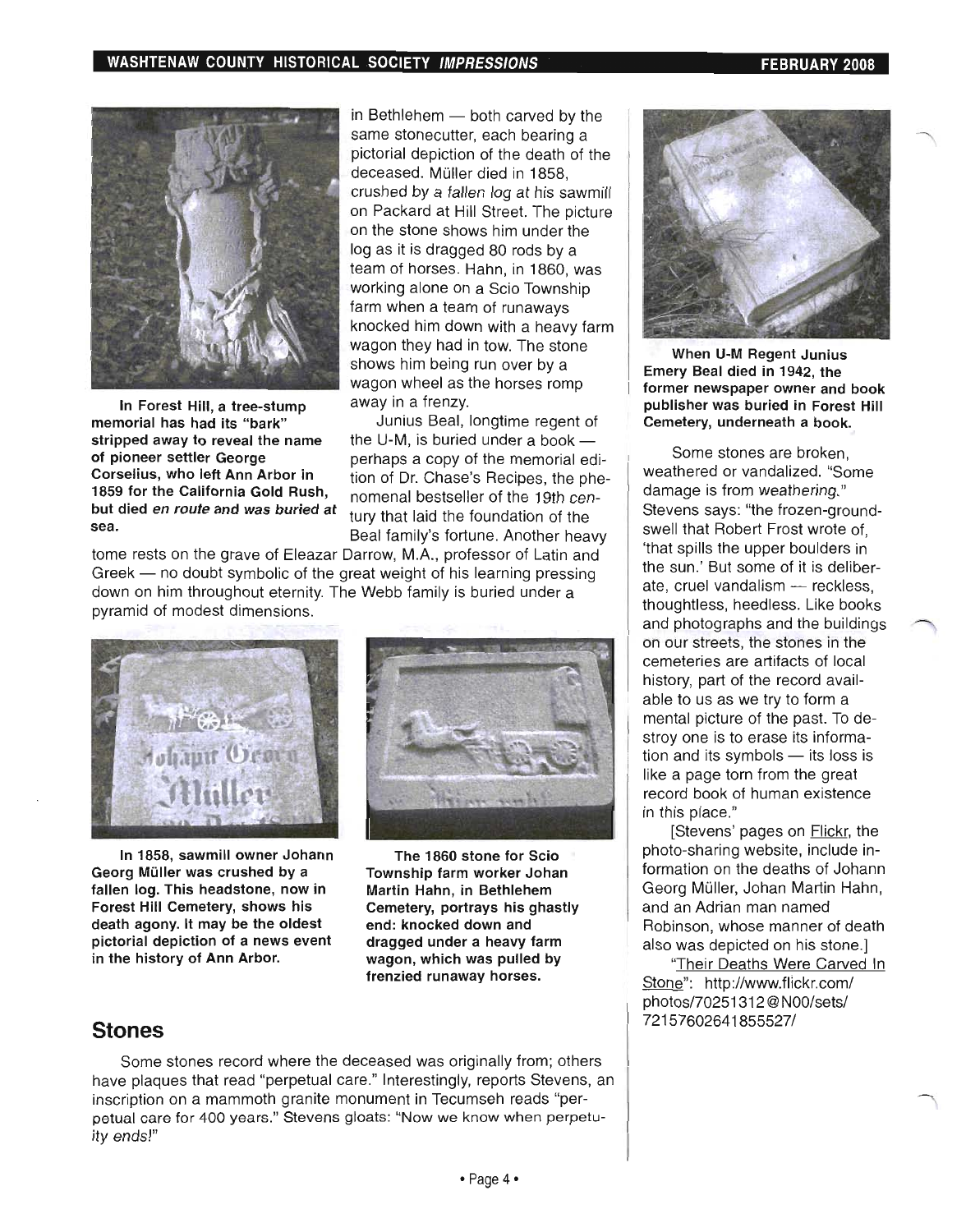in Bethlehem — both carved by the same stonecutter, each bearing a pictorial depiction of the death of the deceased. Müller died in 1858, crushed by *a fallen log at his sawmill* on Packard at Hill Street. The picture on the stone shows him under the log as it is dragged 80 rods by a team of horses. Hahn, in 1860, was working alone on a Scio Township farm when a team of runaways knocked him down with a heavy farm wagon they had in tow. The stone shows him being run over by a wagon wheel as the horses romp away in a frenzy.

Junius Beal, longtime regent of the U-M, is buried under a book — perhaps a copy of the memorial edition of Dr. Chase's Recipes, the phenomenal bestseller of the 19th century that laid the foundation of the Beal family's fortune. Another heavy tome rests on the grave of Eleazar Darrow, M.A., professor of Latin and Greek — no doubt symbolic of the great weight of his learning pressing down on him throughout eternity. The Webb family is buried under a pyramid of modest dimensions.

**In Forest Hill, a tree-stump memorial has had its "bark" stripped away to reveal the name of pioneer settler George Corselius, who left Ann Arbor in 1859 for the California Gold Rush, but died *en route* and was buried at sea.**

**In 1858, sawmill owner Johann Georg Müller was crushed by a fallen log. This headstone, now in Forest Hill Cemetery, shows his death agony. It may be the oldest pictorial depiction of a news event in the history of Ann Arbor.**

**The 1860 stone for Scio Township farm worker Johan Martin Hahn, in Bethlehem Cemetery, portrays his ghastly end: knocked down and dragged under a heavy farm wagon, which was pulled by frenzied runaway horses.**

**When U-M Regent Junius Emery Beal died in 1942, the former newspaper owner and book publisher was buried in Forest Hill Cemetery, underneath a book.**

## Stones

Some stones record where the deceased was originally from; others have plaques that read "perpetual care." Interestingly, reports Stevens, an inscription on a mammoth granite monument in Tecumseh reads "perpetual care for 400 years." Stevens gloats: "Now we know when perpetuity ends!"

Some stones are broken, weathered or vandalized. "Some damage is from weathering." Stevens says: "the frozen-groundswell that Robert Frost wrote of, 'that spills the upper boulders in the sun.' But some of it is deliberate, cruel vandalism — reckless, thoughtless, heedless. Like books and photographs and the buildings on our streets, the stones in the cemeteries are artifacts of local history, part of the record available to us as we try to form a mental picture of the past. To destroy one is to erase its information and its symbols — its loss is like a page torn from the great record book of human existence in this place."

[Stevens' pages on Flickr, the photo-sharing website, include information on the deaths of Johann Georg Müller, Johan Martin Hahn, and an Adrian man named Robinson, whose manner of death also was depicted on his stone.]

"Their Deaths Were Carved In Stone": http://www.flickr.com/photos/70251312@N00/sets/72157602641855527/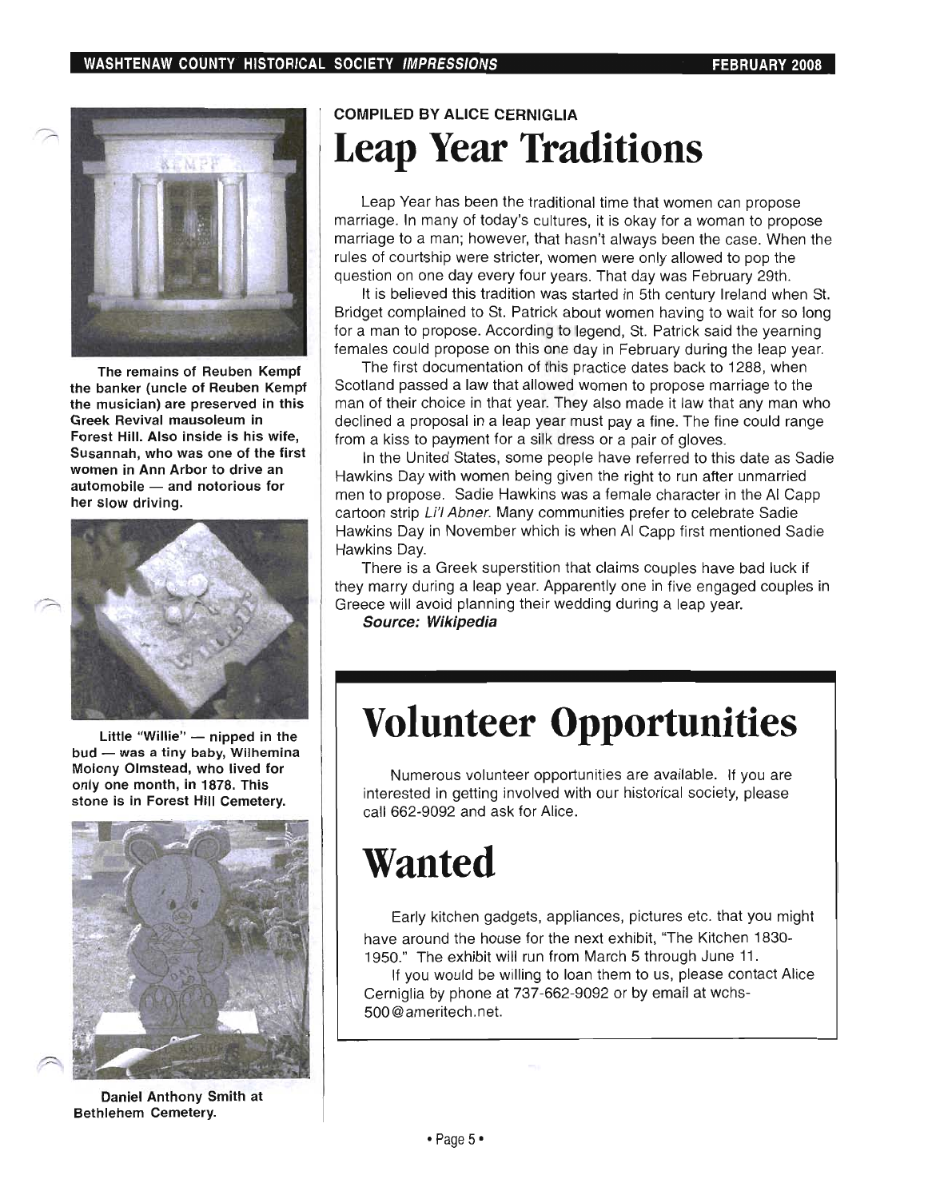The remains of Reuben Kempf the banker (uncle of Reuben Kempf the musician) are preserved in this Greek Revival mausoleum in Forest Hill. Also inside is his wife, Susannah, who was one of the first women in Ann Arbor to drive an automobile — and notorious for her slow driving.

Little "Willie" — nipped in the bud — was a tiny baby, Wilhemina Molony Olmstead, who lived for only one month, in 1878. This stone is in Forest Hill Cemetery.

Daniel Anthony Smith at Bethlehem Cemetery.

**COMPILED BY ALICE CERNIGLIA**

# Leap Year Traditions

Leap Year has been the traditional time that women can propose marriage. In many of today's cultures, it is okay for a woman to propose marriage to a man; however, that hasn't always been the case. When the rules of courtship were stricter, women were only allowed to pop the question on one day every four years. That day was February 29th.

It is believed this tradition was started in 5th century Ireland when St. Bridget complained to St. Patrick about women having to wait for so long for a man to propose. According to legend, St. Patrick said the yearning females could propose on this one day in February during the leap year.

The first documentation of this practice dates back to 1288, when Scotland passed a law that allowed women to propose marriage to the man of their choice in that year. They also made it law that any man who declined a proposal in a leap year must pay a fine. The fine could range from a kiss to payment for a silk dress or a pair of gloves.

In the United States, some people have referred to this date as Sadie Hawkins Day with women being given the right to run after unmarried men to propose. Sadie Hawkins was a female character in the Al Capp cartoon strip *Li'l Abner*. Many communities prefer to celebrate Sadie Hawkins Day in November which is when Al Capp first mentioned Sadie Hawkins Day.

There is a Greek superstition that claims couples have bad luck if they marry during a leap year. Apparently one in five engaged couples in Greece will avoid planning their wedding during a leap year.

***Source: Wikipedia***

# Volunteer Opportunities

Numerous volunteer opportunities are available. If you are interested in getting involved with our historical society, please call 662-9092 and ask for Alice.

# Wanted

Early kitchen gadgets, appliances, pictures etc. that you might have around the house for the next exhibit, "The Kitchen 1830-1950." The exhibit will run from March 5 through June 11.

If you would be willing to loan them to us, please contact Alice Cerniglia by phone at 737-662-9092 or by email at wchs-500@ameritech.net.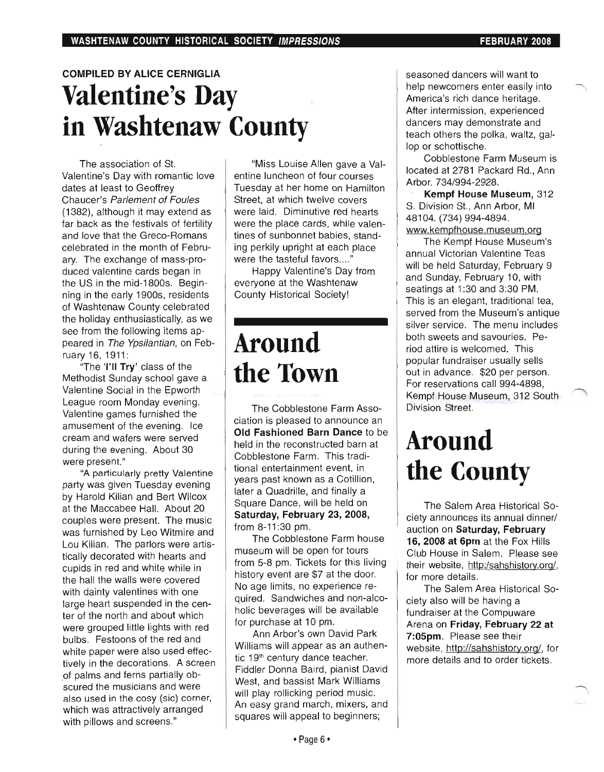**COMPILED BY ALICE CERNIGLIA**

# Valentine's Day in Washtenaw County

The association of St. Valentine's Day with romantic love dates at least to Geoffrey Chaucer's *Parlement of Foules* (1382), although it may extend as far back as the festivals of fertility and love that the Greco-Romans celebrated in the month of February. The exchange of mass-produced valentine cards began in the US in the mid-1800s. Beginning in the early 1900s, residents of Washtenaw County celebrated the holiday enthusiastically, as we see from the following items appeared in *The Ypsilantian*, on February 16, 1911:

"The **'I'll Try'** class of the Methodist Sunday school gave a Valentine Social in the Epworth League room Monday evening. Valentine games furnished the amusement of the evening. Ice cream and wafers were served during the evening. About 30 were present."

"A particularly pretty Valentine party was given Tuesday evening by Harold Kilian and Bert Wilcox at the Maccabee Hall. About 20 couples were present. The music was furnished by Leo Witmire and Lou Kilian. The parlors were artistically decorated with hearts and cupids in red and white while in the hall the walls were covered with dainty valentines with one large heart suspended in the center of the north and about which were grouped little lights with red bulbs. Festoons of the red and white paper were also used effectively in the decorations. A screen of palms and ferns partially obscured the musicians and were also used in the cosy (sic) corner, which was attractively arranged with pillows and screens."

"Miss Louise Allen gave a Valentine luncheon of four courses Tuesday at her home on Hamilton Street, at which twelve covers were laid. Diminutive red hearts were the place cards, while valentines of sunbonnet babies, standing perkily upright at each place were the tasteful favors...."

Happy Valentine's Day from everyone at the Washtenaw County Historical Society!

# Around the Town

The Cobblestone Farm Association is pleased to announce an **Old Fashioned Barn Dance** to be held in the reconstructed barn at Cobblestone Farm. This traditional entertainment event, in years past known as a Cotillion, later a Quadrille, and finally a Square Dance, will be held on **Saturday, February 23, 2008,** from 8-11:30 pm.

The Cobblestone Farm house museum will be open for tours from 5-8 pm. Tickets for this living history event are $7 at the door. No age limits, no experience required. Sandwiches and non-alcoholic beverages will be available for purchase at 10 pm.

Ann Arbor's own David Park Williams will appear as an authentic 19th century dance teacher. Fiddler Donna Baird, pianist David West, and bassist Mark Williams will play rollicking period music. An easy grand march, mixers, and squares will appeal to beginners; seasoned dancers will want to help newcomers enter easily into America's rich dance heritage. After intermission, experienced dancers may demonstrate and teach others the polka, waltz, gallop or schottische.

Cobblestone Farm Museum is located at 2781 Packard Rd., Ann Arbor. 734/994-2928.

**Kempf House Museum,** 312 S. Division St., Ann Arbor, MI 48104. (734) 994-4894. www.kempfhouse.museum.org

The Kempf House Museum's annual Victorian Valentine Teas will be held Saturday, February 9 and Sunday, February 10, with seatings at 1:30 and 3:30 PM. This is an elegant, traditional tea, served from the Museum's antique silver service. The menu includes both sweets and savouries. Period attire is welcomed. This popular fundraiser usually sells out in advance. $20 per person. For reservations call 994-4898, Kempf House Museum, 312 South Division Street.

# Around the County

The Salem Area Historical Society announces its annual dinner/auction on **Saturday, February 16, 2008 at 6pm** at the Fox Hills Club House in Salem. Please see their website, http:/sahshistory.org/, for more details.

The Salem Area Historical Society also will be having a fundraiser at the Compuware Arena on **Friday, February 22 at 7:05pm**. Please see their website, http://sahshistory.org/, for more details and to order tickets.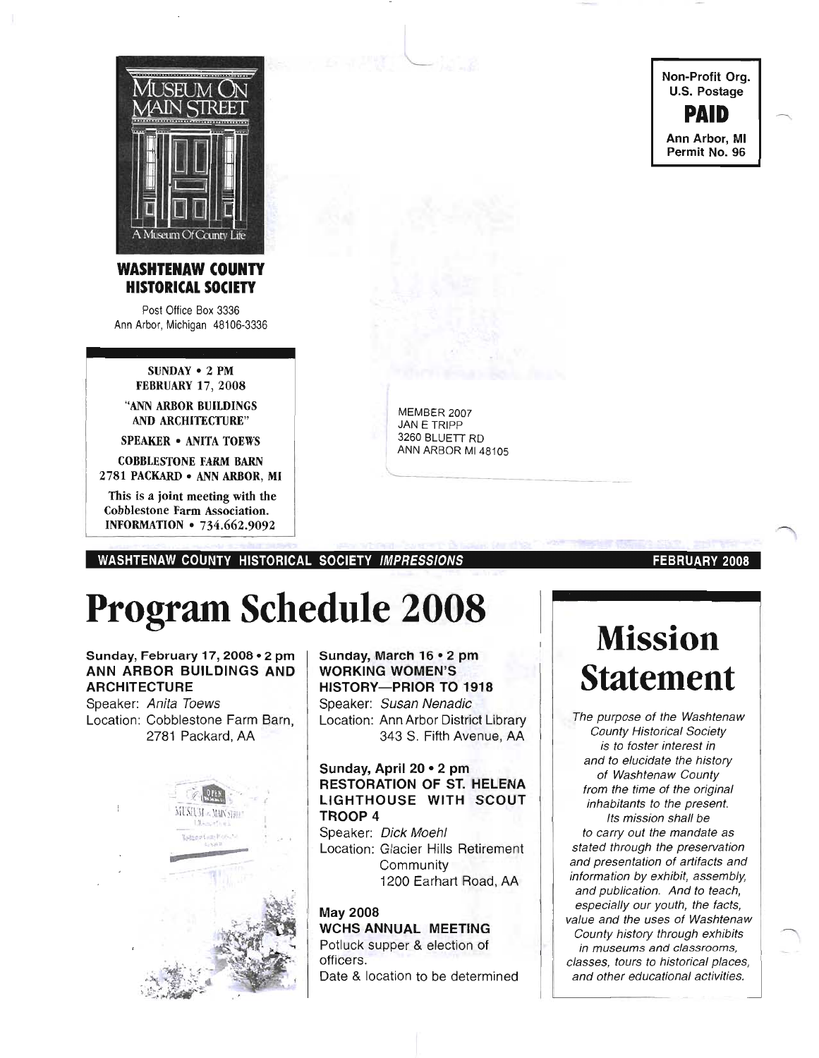MUSEUM ON MAIN STREET

A Museum Of County Life

**WASHTENAW COUNTY HISTORICAL SOCIETY**

Post Office Box 3336
Ann Arbor, Michigan 48106-3336

Non-Profit Org.
U.S. Postage
**PAID**
Ann Arbor, MI
Permit No. 96

SUNDAY • 2 PM
FEBRUARY 17, 2008

"ANN ARBOR BUILDINGS AND ARCHITECTURE"

SPEAKER • ANITA TOEWS

COBBLESTONE FARM BARN
2781 PACKARD • ANN ARBOR, MI

This is a joint meeting with the Cobblestone Farm Association.
INFORMATION • 734.662.9092

MEMBER 2007
JAN E TRIPP
3260 BLUETT RD
ANN ARBOR MI 48105

**WASHTENAW COUNTY HISTORICAL SOCIETY *IMPRESSIONS*** — **FEBRUARY 2008**

# Program Schedule 2008

**Sunday, February 17, 2008 • 2 pm**
**ANN ARBOR BUILDINGS AND ARCHITECTURE**
Speaker: *Anita Toews*
Location: Cobblestone Farm Barn, 2781 Packard, AA

**Sunday, March 16 • 2 pm**
**WORKING WOMEN'S HISTORY—PRIOR TO 1918**
Speaker: *Susan Nenadic*
Location: Ann Arbor District Library, 343 S. Fifth Avenue, AA

**Sunday, April 20 • 2 pm**
**RESTORATION OF ST. HELENA LIGHTHOUSE WITH SCOUT TROOP 4**
Speaker: *Dick Moehl*
Location: Glacier Hills Retirement Community, 1200 Earhart Road, AA

**May 2008**
**WCHS ANNUAL MEETING**
Potluck supper & election of officers.
Date & location to be determined

# Mission Statement

*The purpose of the Washtenaw County Historical Society is to foster interest in and to elucidate the history of Washtenaw County from the time of the original inhabitants to the present. Its mission shall be to carry out the mandate as stated through the preservation and presentation of artifacts and information by exhibit, assembly, and publication. And to teach, especially our youth, the facts, value and the uses of Washtenaw County history through exhibits in museums and classrooms, classes, tours to historical places, and other educational activities.*